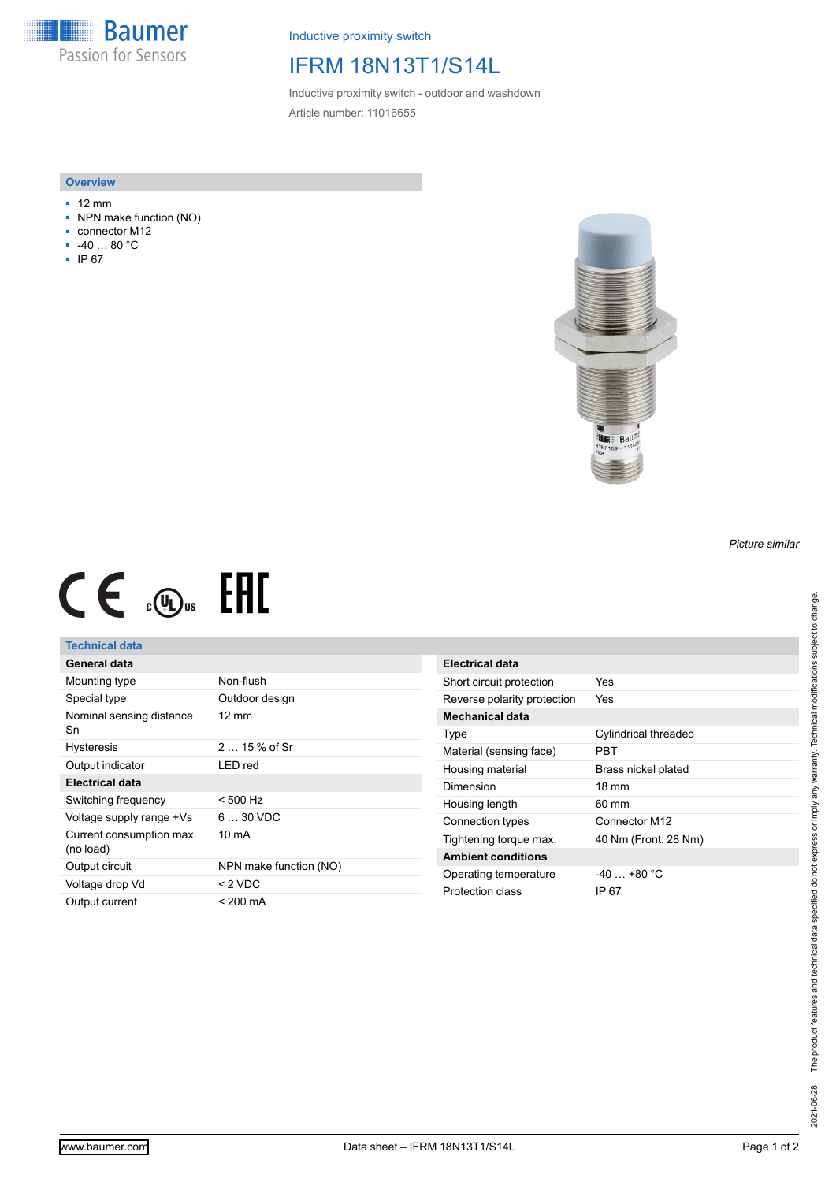Inductive proximity switch

# IFRM 18N13T1/S14L

Inductive proximity switch - outdoor and washdown

Article number: 11016655

## Overview

- 12 mm
- NPN make function (NO)
- connector M12
- -40 … 80 °C
- IP 67

*Picture similar*

## Technical data

| General data | |
|---|---|
| Mounting type | Non-flush |
| Special type | Outdoor design |
| Nominal sensing distance Sn | 12 mm |
| Hysteresis | 2 … 15 % of Sr |
| Output indicator | LED red |
| **Electrical data** | |
| Switching frequency | < 500 Hz |
| Voltage supply range +Vs | 6 … 30 VDC |
| Current consumption max. (no load) | 10 mA |
| Output circuit | NPN make function (NO) |
| Voltage drop Vd | < 2 VDC |
| Output current | < 200 mA |

| Electrical data | |
|---|---|
| Short circuit protection | Yes |
| Reverse polarity protection | Yes |
| **Mechanical data** | |
| Type | Cylindrical threaded |
| Material (sensing face) | PBT |
| Housing material | Brass nickel plated |
| Dimension | 18 mm |
| Housing length | 60 mm |
| Connection types | Connector M12 |
| Tightening torque max. | 40 Nm (Front: 28 Nm) |
| **Ambient conditions** | |
| Operating temperature | -40 … +80 °C |
| Protection class | IP 67 |

2021-06-28 The product features and technical data specified do not express or imply any warranty. Technical modifications subject to change.

www.baumer.com Data sheet – IFRM 18N13T1/S14L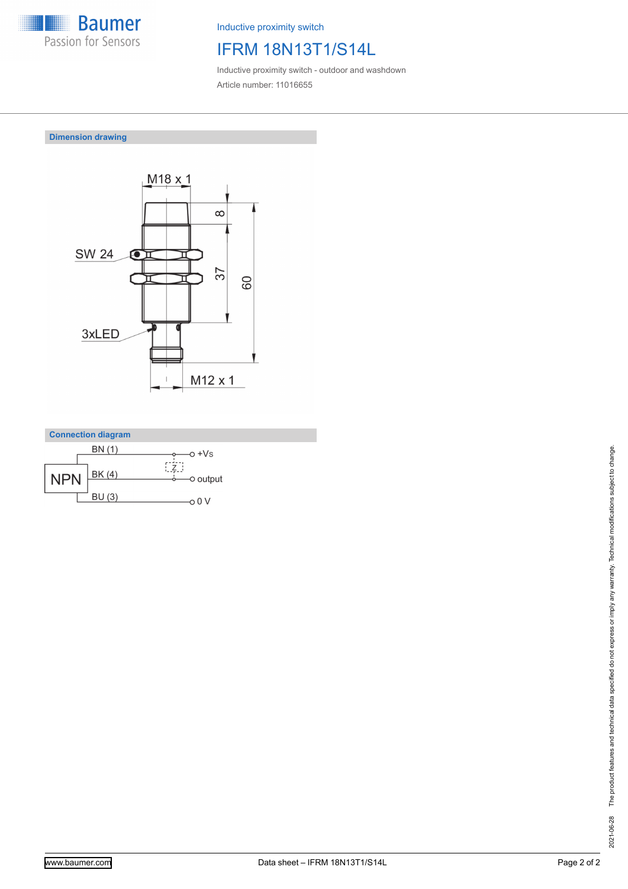Inductive proximity switch

# IFRM 18N13T1/S14L

Inductive proximity switch - outdoor and washdown

Article number: 11016655

## Dimension drawing

M18 x 1

8

SW 24

37

60

3xLED

M12 x 1

## Connection diagram

NPN

BN (1)

BK (4)

BU (3)

Z

+Vs

output

0 V

2021-06-28 The product features and technical data specified do not express or imply any warranty. Technical modifications subject to change.

www.baumer.com

Data sheet – IFRM 18N13T1/S14L